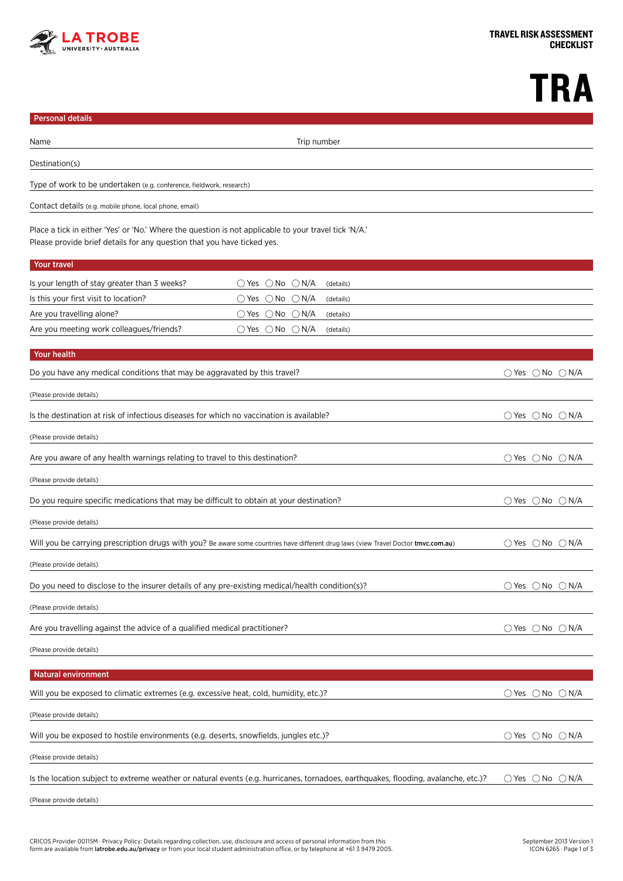LA TROBE UNIVERSITY · AUSTRALIA

**TRAVEL RISK ASSESSMENT CHECKLIST**

# TRA

## Personal details

Name Trip number

Destination(s)

Type of work to be undertaken (e.g. conference, fieldwork, research)

Contact details (e.g. mobile phone, local phone, email)

Place a tick in either 'Yes' or 'No.' Where the question is not applicable to your travel tick 'N/A.'
Please provide brief details for any question that you have ticked yes.

## Your travel

| Question | Response | Details |
|---|---|---|
| Is your length of stay greater than 3 weeks? | ◯ Yes ◯ No ◯ N/A | (details) |
| Is this your first visit to location? | ◯ Yes ◯ No ◯ N/A | (details) |
| Are you travelling alone? | ◯ Yes ◯ No ◯ N/A | (details) |
| Are you meeting work colleagues/friends? | ◯ Yes ◯ No ◯ N/A | (details) |

## Your health

Do you have any medical conditions that may be aggravated by this travel? ◯ Yes ◯ No ◯ N/A

(Please provide details)

Is the destination at risk of infectious diseases for which no vaccination is available? ◯ Yes ◯ No ◯ N/A

(Please provide details)

Are you aware of any health warnings relating to travel to this destination? ◯ Yes ◯ No ◯ N/A

(Please provide details)

Do you require specific medications that may be difficult to obtain at your destination? ◯ Yes ◯ No ◯ N/A

(Please provide details)

Will you be carrying prescription drugs with you? Be aware some countries have different drug laws (view Travel Doctor **tmvc.com.au**) ◯ Yes ◯ No ◯ N/A

(Please provide details)

Do you need to disclose to the insurer details of any pre-existing medical/health condition(s)? ◯ Yes ◯ No ◯ N/A

(Please provide details)

Are you travelling against the advice of a qualified medical practitioner? ◯ Yes ◯ No ◯ N/A

(Please provide details)

## Natural environment

Will you be exposed to climatic extremes (e.g. excessive heat, cold, humidity, etc.)? ◯ Yes ◯ No ◯ N/A

(Please provide details)

Will you be exposed to hostile environments (e.g. deserts, snowfields, jungles etc.)? ◯ Yes ◯ No ◯ N/A

(Please provide details)

Is the location subject to extreme weather or natural events (e.g. hurricanes, tornadoes, earthquakes, flooding, avalanche, etc.)? ◯ Yes ◯ No ◯ N/A

(Please provide details)

CRICOS Provider 00115M · Privacy Policy: Details regarding collection, use, disclosure and access of personal information from this form are available from **latrobe.edu.au/privacy** or from your local student administration office, or by telephone at +61 3 9479 2005.

September 2013 Version 1
ICON 6265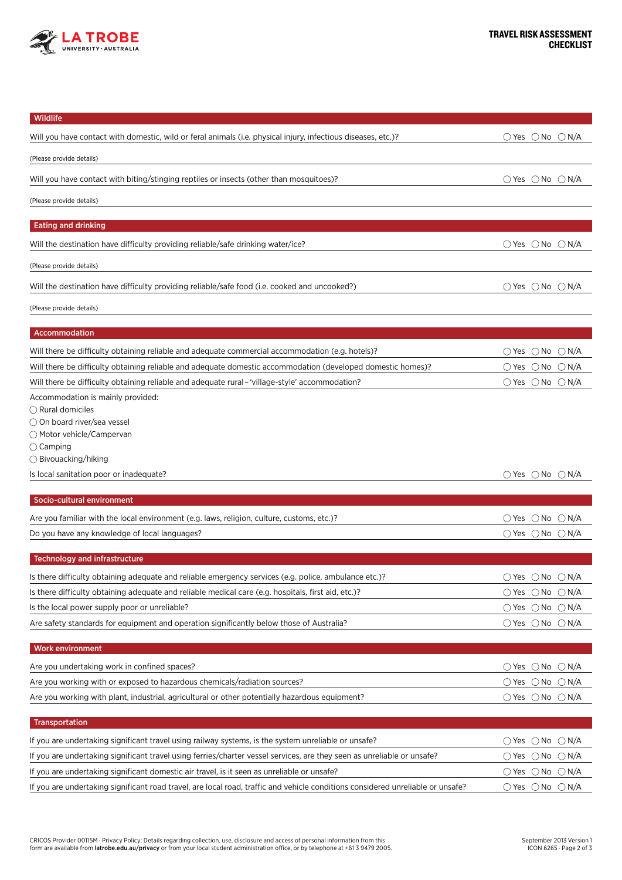## Wildlife

Will you have contact with domestic, wild or feral animals (i.e. physical injury, infectious diseases, etc.)? ◯ Yes ◯ No ◯ N/A

(Please provide details)

Will you have contact with biting/stinging reptiles or insects (other than mosquitoes)? ◯ Yes ◯ No ◯ N/A

(Please provide details)

## Eating and drinking

Will the destination have difficulty providing reliable/safe drinking water/ice? ◯ Yes ◯ No ◯ N/A

(Please provide details)

Will the destination have difficulty providing reliable/safe food (i.e. cooked and uncooked?) ◯ Yes ◯ No ◯ N/A

(Please provide details)

## Accommodation

Will there be difficulty obtaining reliable and adequate commercial accommodation (e.g. hotels)? ◯ Yes ◯ No ◯ N/A

Will there be difficulty obtaining reliable and adequate domestic accommodation (developed domestic homes)? ◯ Yes ◯ No ◯ N/A

Will there be difficulty obtaining reliable and adequate rural – 'village-style' accommodation? ◯ Yes ◯ No ◯ N/A

Accommodation is mainly provided:

◯ Rural domiciles
◯ On board river/sea vessel
◯ Motor vehicle/Campervan
◯ Camping
◯ Bivouacking/hiking

Is local sanitation poor or inadequate? ◯ Yes ◯ No ◯ N/A

## Socio-cultural environment

Are you familiar with the local environment (e.g. laws, religion, culture, customs, etc.)? ◯ Yes ◯ No ◯ N/A

Do you have any knowledge of local languages? ◯ Yes ◯ No ◯ N/A

## Technology and infrastructure

Is there difficulty obtaining adequate and reliable emergency services (e.g. police, ambulance etc.)? ◯ Yes ◯ No ◯ N/A

Is there difficulty obtaining adequate and reliable medical care (e.g. hospitals, first aid, etc.)? ◯ Yes ◯ No ◯ N/A

Is the local power supply poor or unreliable? ◯ Yes ◯ No ◯ N/A

Are safety standards for equipment and operation significantly below those of Australia? ◯ Yes ◯ No ◯ N/A

## Work environment

Are you undertaking work in confined spaces? ◯ Yes ◯ No ◯ N/A

Are you working with or exposed to hazardous chemicals/radiation sources? ◯ Yes ◯ No ◯ N/A

Are you working with plant, industrial, agricultural or other potentially hazardous equipment? ◯ Yes ◯ No ◯ N/A

## Transportation

If you are undertaking significant travel using railway systems, is the system unreliable or unsafe? ◯ Yes ◯ No ◯ N/A

If you are undertaking significant travel using ferries/charter vessel services, are they seen as unreliable or unsafe? ◯ Yes ◯ No ◯ N/A

If you are undertaking significant domestic air travel, is it seen as unreliable or unsafe? ◯ Yes ◯ No ◯ N/A

If you are undertaking significant road travel, are local road, traffic and vehicle conditions considered unreliable or unsafe? ◯ Yes ◯ No ◯ N/A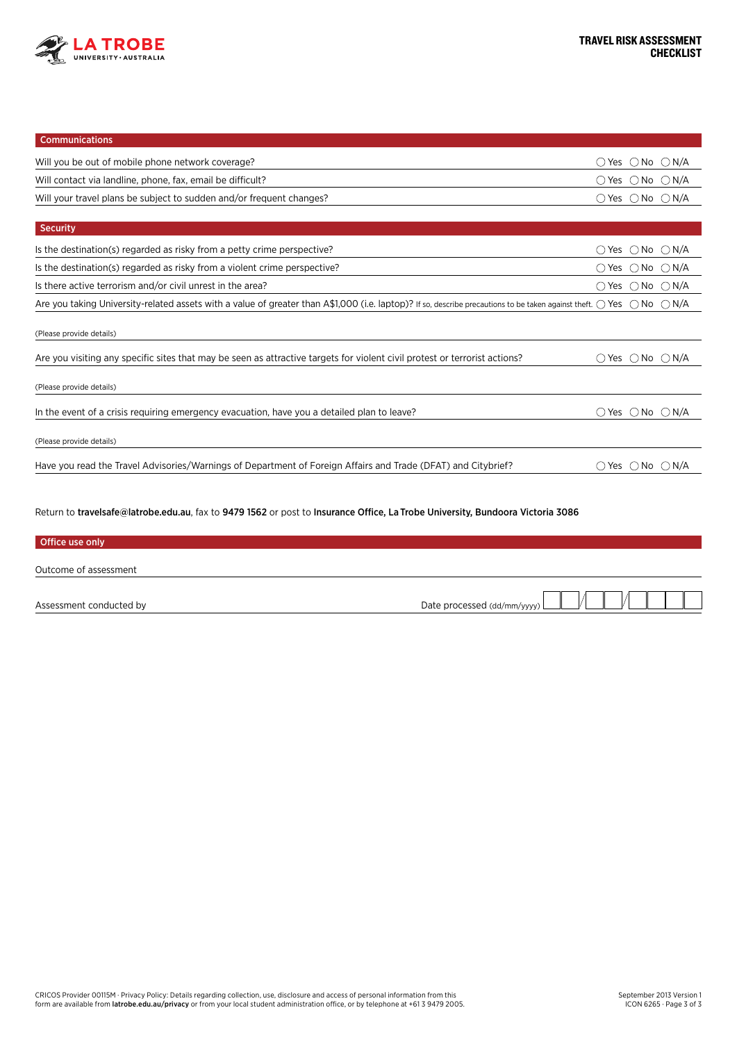## Communications

| | |
|---|---|
| Will you be out of mobile phone network coverage? | ◯ Yes ◯ No ◯ N/A |
| Will contact via landline, phone, fax, email be difficult? | ◯ Yes ◯ No ◯ N/A |
| Will your travel plans be subject to sudden and/or frequent changes? | ◯ Yes ◯ No ◯ N/A |

## Security

| | |
|---|---|
| Is the destination(s) regarded as risky from a petty crime perspective? | ◯ Yes ◯ No ◯ N/A |
| Is the destination(s) regarded as risky from a violent crime perspective? | ◯ Yes ◯ No ◯ N/A |
| Is there active terrorism and/or civil unrest in the area? | ◯ Yes ◯ No ◯ N/A |
| Are you taking University-related assets with a value of greater than A$1,000 (i.e. laptop)? If so, describe precautions to be taken against theft. | ◯ Yes ◯ No ◯ N/A |

(Please provide details)

| | |
|---|---|
| Are you visiting any specific sites that may be seen as attractive targets for violent civil protest or terrorist actions? | ◯ Yes ◯ No ◯ N/A |

(Please provide details)

| | |
|---|---|
| In the event of a crisis requiring emergency evacuation, have you a detailed plan to leave? | ◯ Yes ◯ No ◯ N/A |

(Please provide details)

| | |
|---|---|
| Have you read the Travel Advisories/Warnings of Department of Foreign Affairs and Trade (DFAT) and Citybrief? | ◯ Yes ◯ No ◯ N/A |

Return to **travelsafe@latrobe.edu.au**, fax to **9479 1562** or post to **Insurance Office, La Trobe University, Bundoora Victoria 3086**

## Office use only

Outcome of assessment

Assessment conducted by

Date processed (dd/mm/yyyy) __ __ / __ __ / __ __ __ __

CRICOS Provider 00115M · Privacy Policy: Details regarding collection, use, disclosure and access of personal information from this form are available from **latrobe.edu.au/privacy** or from your local student administration office, or by telephone at +61 3 9479 2005.

September 2013 Version 1
ICON 6265